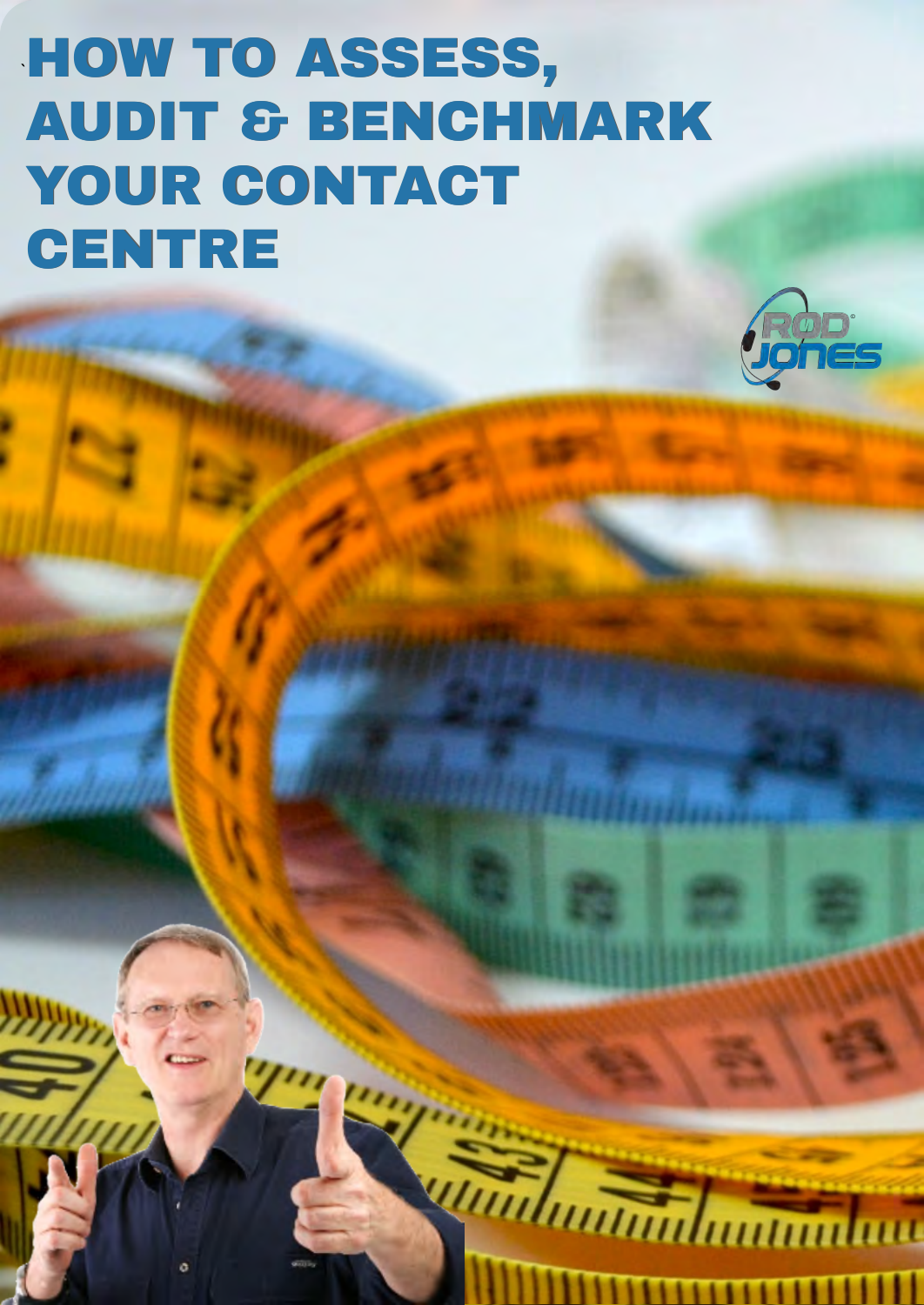# HOW TO ASSESS, AUDIT & BENCHMARK YOUR CONTACT CENTRE

ROD JONES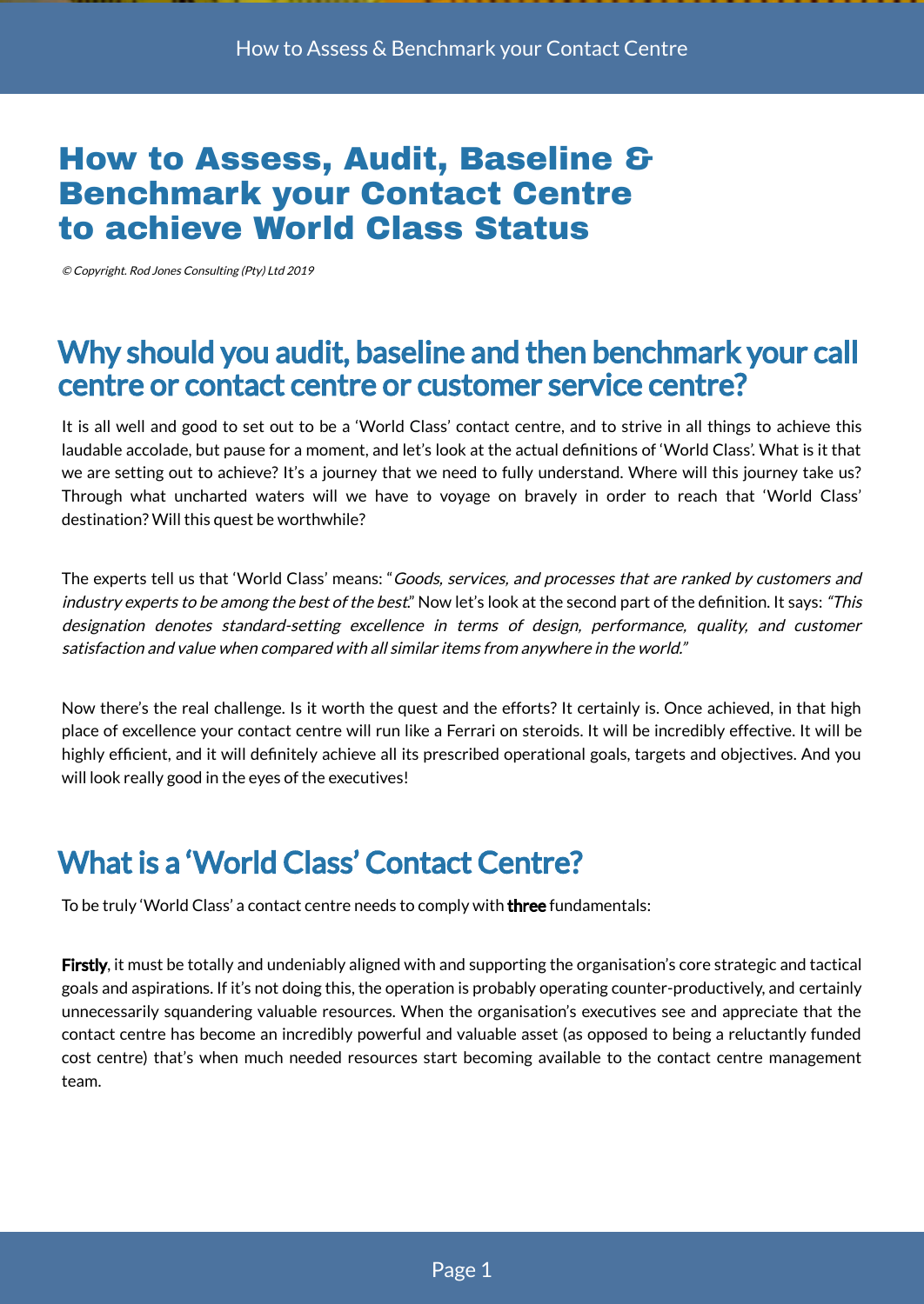# How to Assess, Audit, Baseline & Benchmark your Contact Centre to achieve World Class Status

*© Copyright. Rod Jones Consulting (Pty) Ltd 2019*

## Why should you audit, baseline and then benchmark your call centre or contact centre or customer service centre?

It is all well and good to set out to be a 'World Class' contact centre, and to strive in all things to achieve this laudable accolade, but pause for a moment, and let's look at the actual definitions of 'World Class'. What is it that we are setting out to achieve? It's a journey that we need to fully understand. Where will this journey take us? Through what uncharted waters will we have to voyage on bravely in order to reach that 'World Class' destination? Will this quest be worthwhile?

The experts tell us that 'World Class' means: "*Goods, services, and processes that are ranked by customers and industry experts to be among the best of the best*." Now let's look at the second part of the definition. It says: *"This designation denotes standard-setting excellence in terms of design, performance, quality, and customer satisfaction and value when compared with all similar items from anywhere in the world."*

Now there's the real challenge. Is it worth the quest and the efforts? It certainly is. Once achieved, in that high place of excellence your contact centre will run like a Ferrari on steroids. It will be incredibly effective. It will be highly efficient, and it will definitely achieve all its prescribed operational goals, targets and objectives. And you will look really good in the eyes of the executives!

## What is a 'World Class' Contact Centre?

To be truly 'World Class' a contact centre needs to comply with **three** fundamentals:

**Firstly**, it must be totally and undeniably aligned with and supporting the organisation's core strategic and tactical goals and aspirations. If it's not doing this, the operation is probably operating counter-productively, and certainly unnecessarily squandering valuable resources. When the organisation's executives see and appreciate that the contact centre has become an incredibly powerful and valuable asset (as opposed to being a reluctantly funded cost centre) that's when much needed resources start becoming available to the contact centre management team.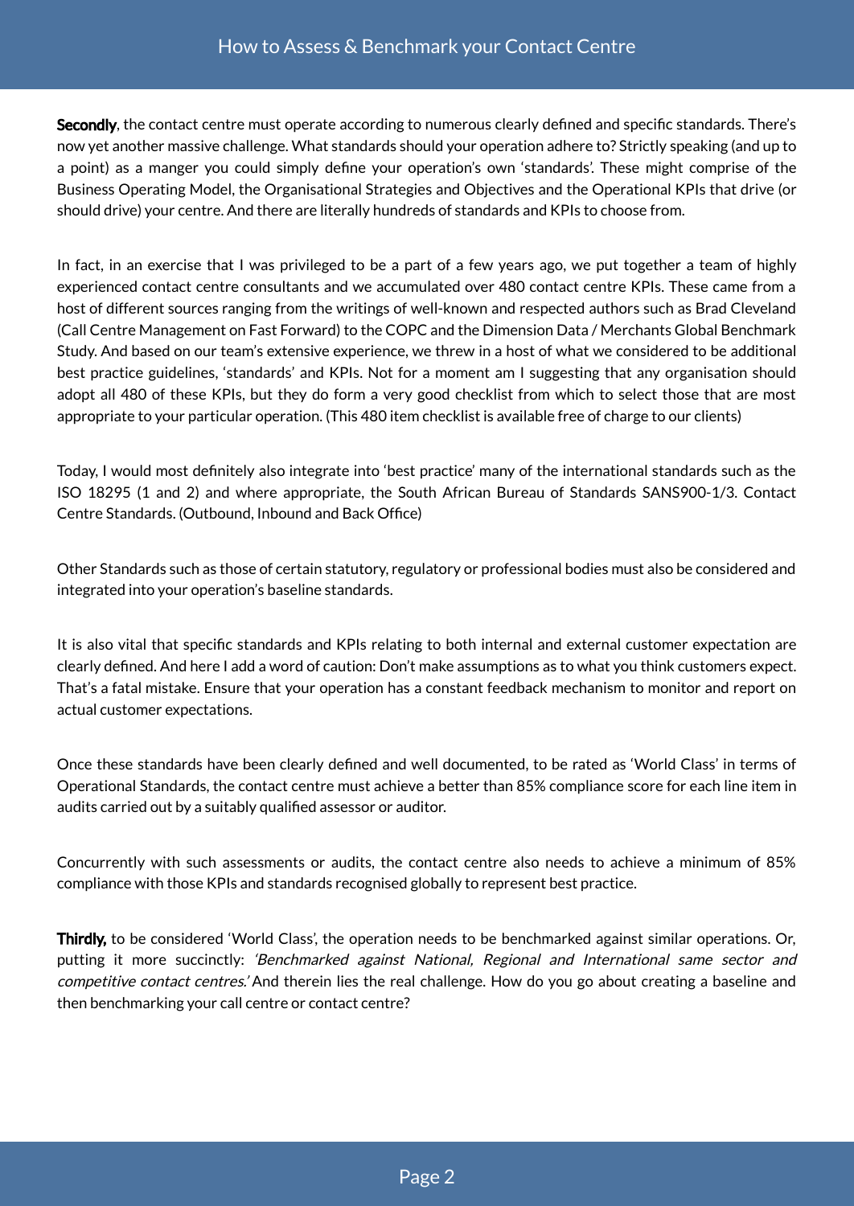**Secondly**, the contact centre must operate according to numerous clearly defined and specific standards. There's now yet another massive challenge. What standards should your operation adhere to? Strictly speaking (and up to a point) as a manger you could simply define your operation's own 'standards'. These might comprise of the Business Operating Model, the Organisational Strategies and Objectives and the Operational KPIs that drive (or should drive) your centre. And there are literally hundreds of standards and KPIs to choose from.

In fact, in an exercise that I was privileged to be a part of a few years ago, we put together a team of highly experienced contact centre consultants and we accumulated over 480 contact centre KPIs. These came from a host of different sources ranging from the writings of well-known and respected authors such as Brad Cleveland (Call Centre Management on Fast Forward) to the COPC and the Dimension Data / Merchants Global Benchmark Study. And based on our team's extensive experience, we threw in a host of what we considered to be additional best practice guidelines, 'standards' and KPIs. Not for a moment am I suggesting that any organisation should adopt all 480 of these KPIs, but they do form a very good checklist from which to select those that are most appropriate to your particular operation. (This 480 item checklist is available free of charge to our clients)

Today, I would most definitely also integrate into 'best practice' many of the international standards such as the ISO 18295 (1 and 2) and where appropriate, the South African Bureau of Standards SANS900-1/3. Contact Centre Standards. (Outbound, Inbound and Back Office)

Other Standards such as those of certain statutory, regulatory or professional bodies must also be considered and integrated into your operation's baseline standards.

It is also vital that specific standards and KPIs relating to both internal and external customer expectation are clearly defined. And here I add a word of caution: Don't make assumptions as to what you think customers expect. That's a fatal mistake. Ensure that your operation has a constant feedback mechanism to monitor and report on actual customer expectations.

Once these standards have been clearly defined and well documented, to be rated as 'World Class' in terms of Operational Standards, the contact centre must achieve a better than 85% compliance score for each line item in audits carried out by a suitably qualified assessor or auditor.

Concurrently with such assessments or audits, the contact centre also needs to achieve a minimum of 85% compliance with those KPIs and standards recognised globally to represent best practice.

**Thirdly,** to be considered 'World Class', the operation needs to be benchmarked against similar operations. Or, putting it more succinctly: *'Benchmarked against National, Regional and International same sector and competitive contact centres.'* And therein lies the real challenge. How do you go about creating a baseline and then benchmarking your call centre or contact centre?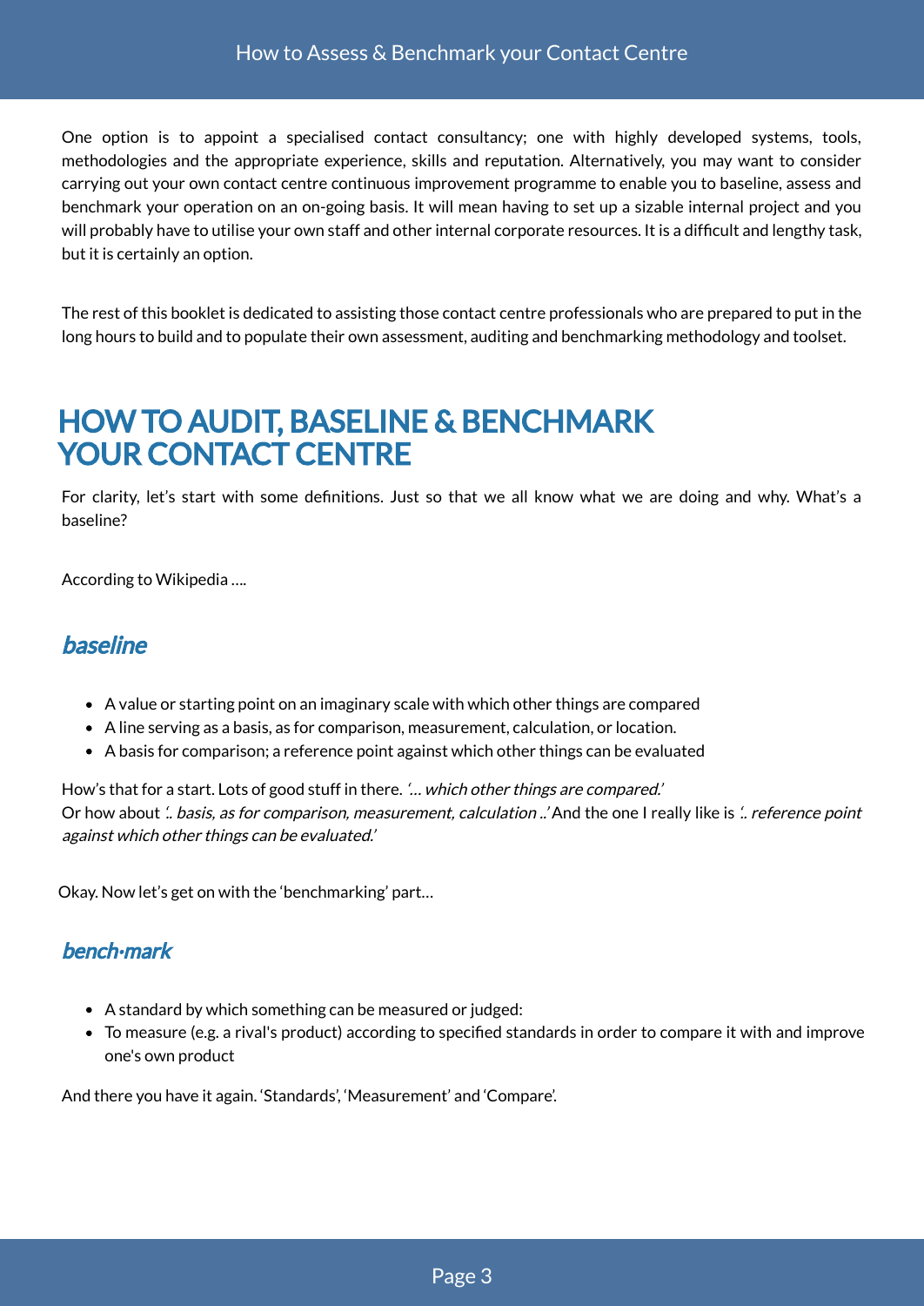One option is to appoint a specialised contact consultancy; one with highly developed systems, tools, methodologies and the appropriate experience, skills and reputation. Alternatively, you may want to consider carrying out your own contact centre continuous improvement programme to enable you to baseline, assess and benchmark your operation on an on-going basis. It will mean having to set up a sizable internal project and you will probably have to utilise your own staff and other internal corporate resources. It is a difficult and lengthy task, but it is certainly an option.

The rest of this booklet is dedicated to assisting those contact centre professionals who are prepared to put in the long hours to build and to populate their own assessment, auditing and benchmarking methodology and toolset.

# HOW TO AUDIT, BASELINE & BENCHMARK YOUR CONTACT CENTRE

For clarity, let's start with some definitions. Just so that we all know what we are doing and why. What's a baseline?

According to Wikipedia ….

## *baseline*

- A value or starting point on an imaginary scale with which other things are compared
- A line serving as a basis, as for comparison, measurement, calculation, or location.
- A basis for comparison; a reference point against which other things can be evaluated

How's that for a start. Lots of good stuff in there. *'… which other things are compared.'*
Or how about *'.. basis, as for comparison, measurement, calculation ..'* And the one I really like is *'.. reference point against which other things can be evaluated.'*

Okay. Now let's get on with the 'benchmarking' part…

## *bench·mark*

- A standard by which something can be measured or judged:
- To measure (e.g. a rival's product) according to specified standards in order to compare it with and improve one's own product

And there you have it again. 'Standards', 'Measurement' and 'Compare'.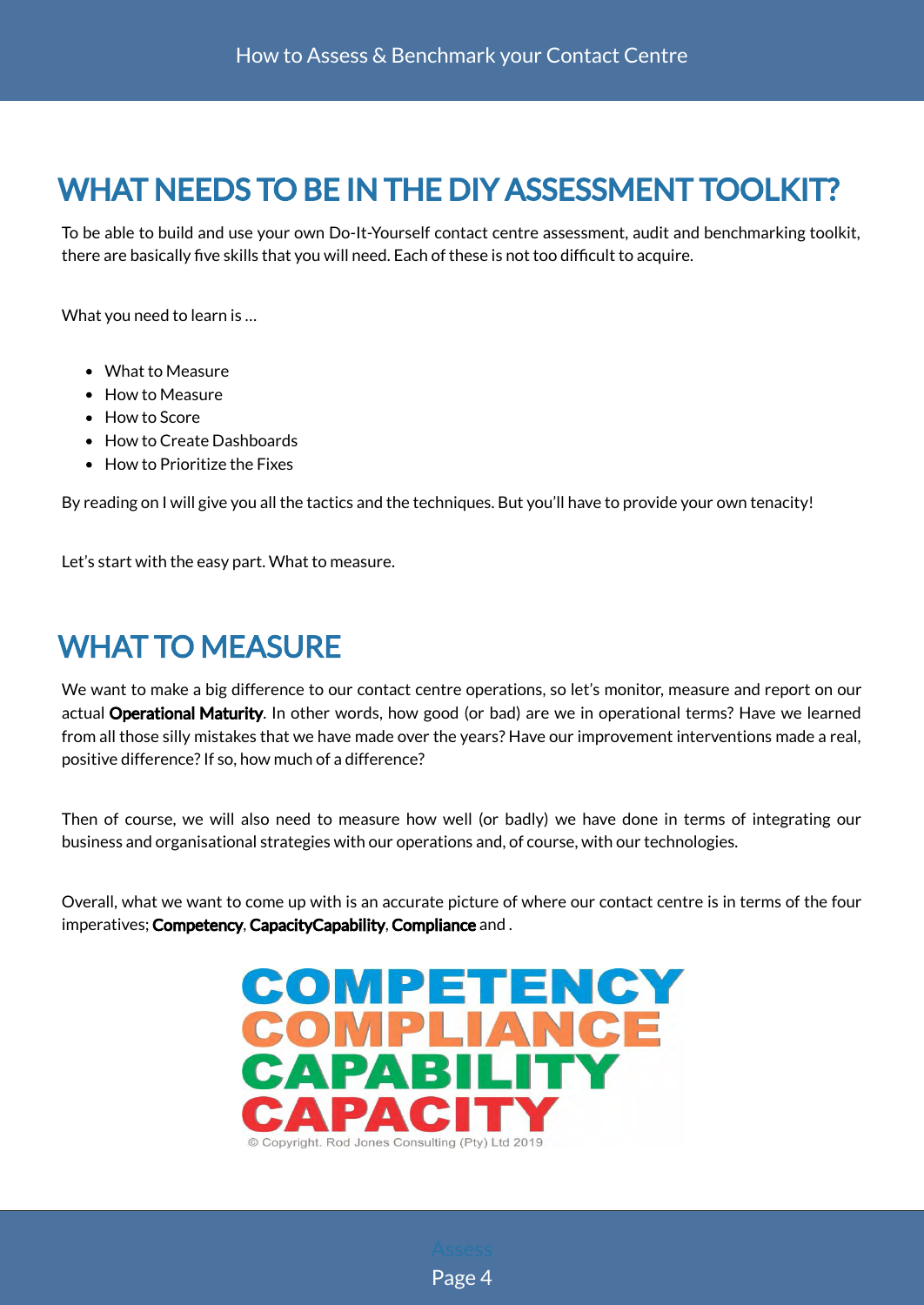## WHAT NEEDS TO BE IN THE DIY ASSESSMENT TOOLKIT?

To be able to build and use your own Do-It-Yourself contact centre assessment, audit and benchmarking toolkit, there are basically five skills that you will need. Each of these is not too difficult to acquire.

What you need to learn is …

- What to Measure
- How to Measure
- How to Score
- How to Create Dashboards
- How to Prioritize the Fixes

By reading on I will give you all the tactics and the techniques. But you'll have to provide your own tenacity!

Let's start with the easy part. What to measure.

## WHAT TO MEASURE

We want to make a big difference to our contact centre operations, so let's monitor, measure and report on our actual **Operational Maturity**. In other words, how good (or bad) are we in operational terms? Have we learned from all those silly mistakes that we have made over the years? Have our improvement interventions made a real, positive difference? If so, how much of a difference?

Then of course, we will also need to measure how well (or badly) we have done in terms of integrating our business and organisational strategies with our operations and, of course, with our technologies.

Overall, what we want to come up with is an accurate picture of where our contact centre is in terms of the four imperatives; **Competency**, **CapacityCapability**, **Compliance** and .

COMPETENCY
COMPLIANCE
CAPABILITY
CAPACITY

© Copyright. Rod Jones Consulting (Pty) Ltd 2019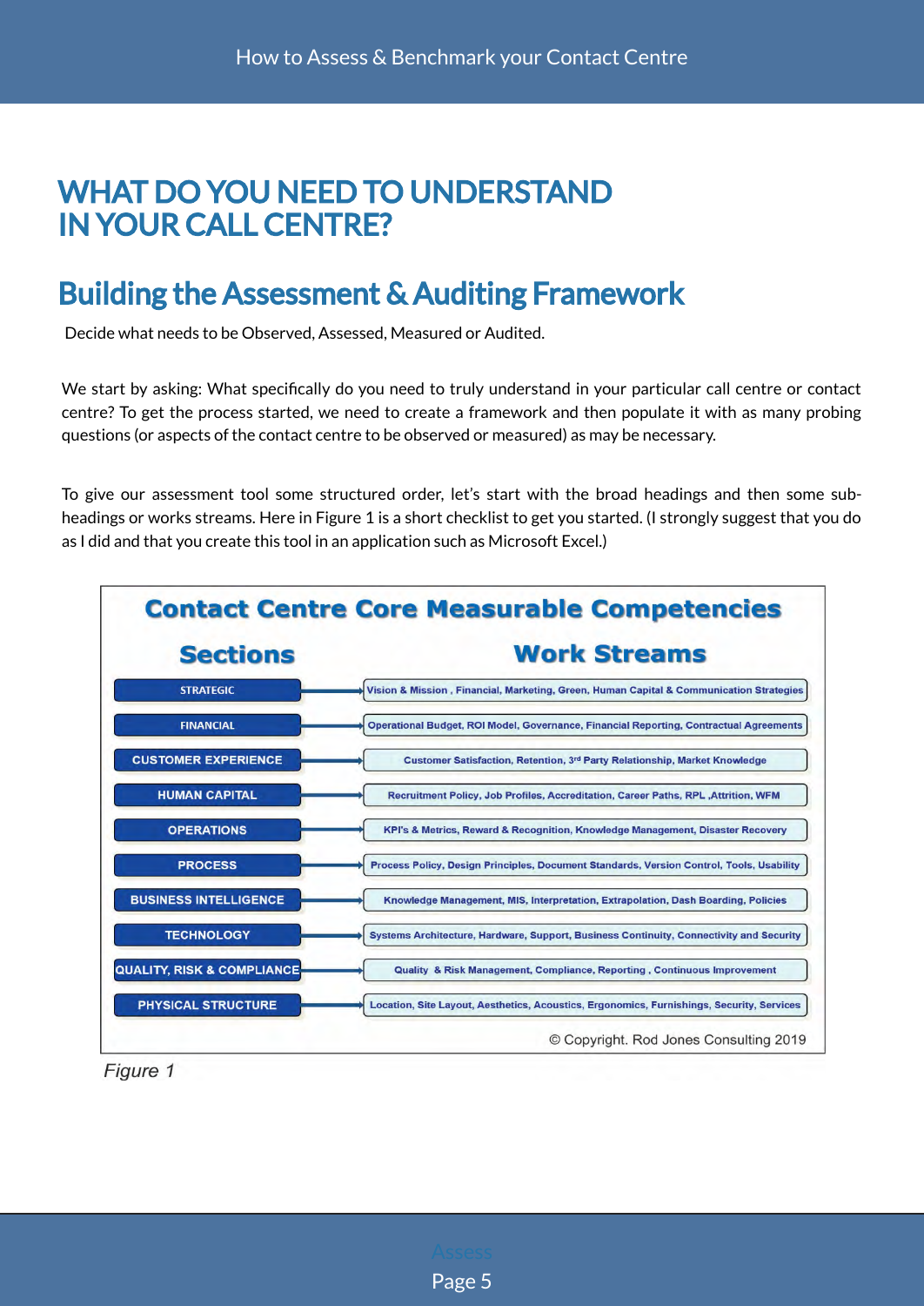# WHAT DO YOU NEED TO UNDERSTAND IN YOUR CALL CENTRE?

## Building the Assessment & Auditing Framework

Decide what needs to be Observed, Assessed, Measured or Audited.

We start by asking: What specifically do you need to truly understand in your particular call centre or contact centre? To get the process started, we need to create a framework and then populate it with as many probing questions (or aspects of the contact centre to be observed or measured) as may be necessary.

To give our assessment tool some structured order, let's start with the broad headings and then some sub-headings or works streams. Here in Figure 1 is a short checklist to get you started. (I strongly suggest that you do as I did and that you create this tool in an application such as Microsoft Excel.)

**Contact Centre Core Measurable Competencies**

| Sections | Work Streams |
|---|---|
| STRATEGIC | Vision & Mission , Financial, Marketing, Green, Human Capital & Communication Strategies |
| FINANCIAL | Operational Budget, ROI Model, Governance, Financial Reporting, Contractual Agreements |
| CUSTOMER EXPERIENCE | Customer Satisfaction, Retention, 3rd Party Relationship, Market Knowledge |
| HUMAN CAPITAL | Recruitment Policy, Job Profiles, Accreditation, Career Paths, RPL ,Attrition, WFM |
| OPERATIONS | KPI's & Metrics, Reward & Recognition, Knowledge Management, Disaster Recovery |
| PROCESS | Process Policy, Design Principles, Document Standards, Version Control, Tools, Usability |
| BUSINESS INTELLIGENCE | Knowledge Management, MIS, Interpretation, Extrapolation, Dash Boarding, Policies |
| TECHNOLOGY | Systems Architecture, Hardware, Support, Business Continuity, Connectivity and Security |
| QUALITY, RISK & COMPLIANCE | Quality & Risk Management, Compliance, Reporting , Continuous Improvement |
| PHYSICAL STRUCTURE | Location, Site Layout, Aesthetics, Acoustics, Ergonomics, Furnishings, Security, Services |

© Copyright. Rod Jones Consulting 2019

*Figure 1*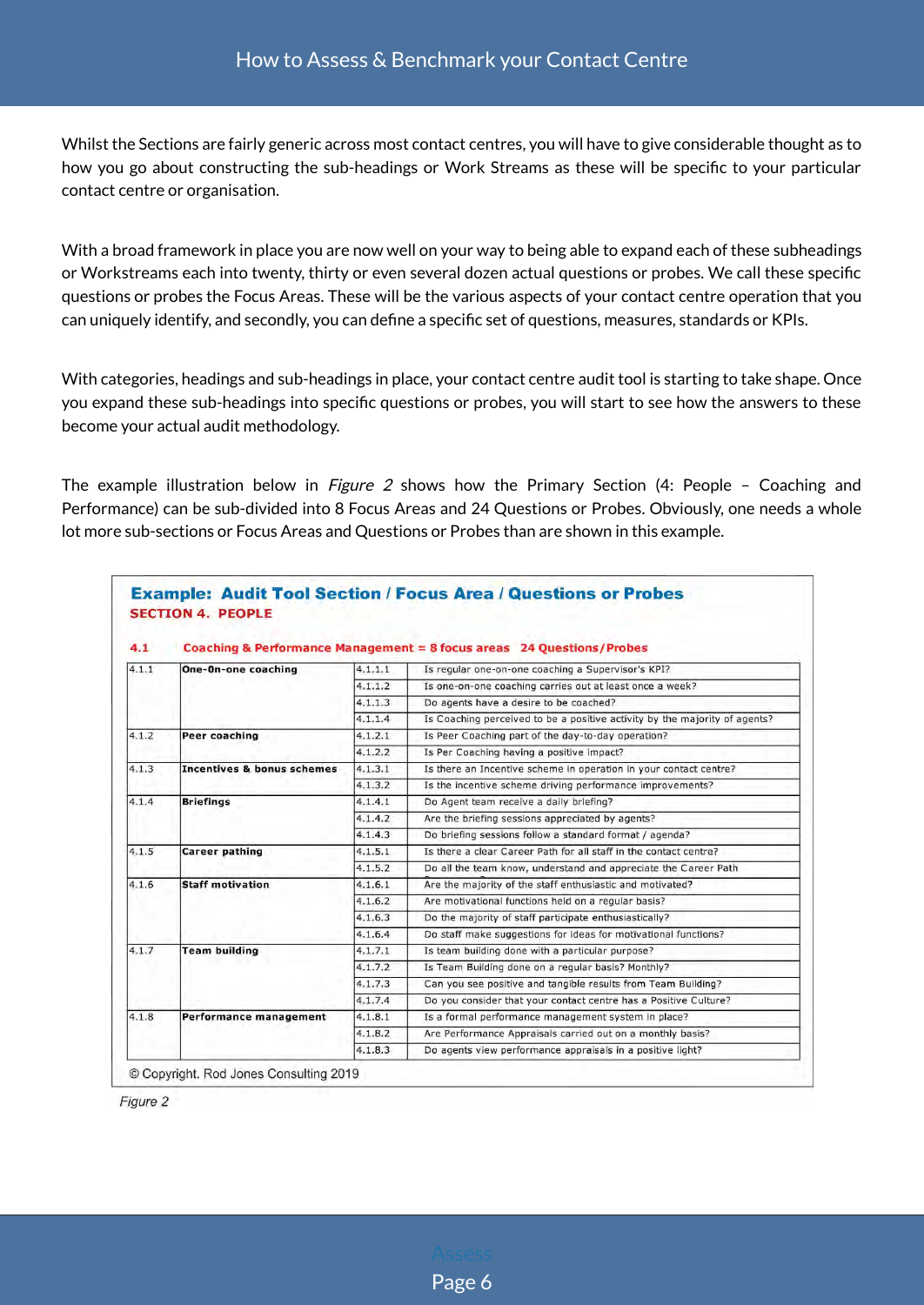Whilst the Sections are fairly generic across most contact centres, you will have to give considerable thought as to how you go about constructing the sub-headings or Work Streams as these will be specific to your particular contact centre or organisation.

With a broad framework in place you are now well on your way to being able to expand each of these subheadings or Workstreams each into twenty, thirty or even several dozen actual questions or probes. We call these specific questions or probes the Focus Areas. These will be the various aspects of your contact centre operation that you can uniquely identify, and secondly, you can define a specific set of questions, measures, standards or KPIs.

With categories, headings and sub-headings in place, your contact centre audit tool is starting to take shape. Once you expand these sub-headings into specific questions or probes, you will start to see how the answers to these become your actual audit methodology.

The example illustration below in *Figure 2* shows how the Primary Section (4: People – Coaching and Performance) can be sub-divided into 8 Focus Areas and 24 Questions or Probes. Obviously, one needs a whole lot more sub-sections or Focus Areas and Questions or Probes than are shown in this example.

**Example: Audit Tool Section / Focus Area / Questions or Probes**

**SECTION 4. PEOPLE**

**4.1 Coaching & Performance Management = 8 focus areas 24 Questions/Probes**

| | | | |
|---|---|---|---|
| 4.1.1 | **One-On-one coaching** | 4.1.1.1 | Is regular one-on-one coaching a Supervisor's KPI? |
| | | 4.1.1.2 | Is one-on-one coaching carries out at least once a week? |
| | | 4.1.1.3 | Do agents have a desire to be coached? |
| | | 4.1.1.4 | Is Coaching perceived to be a positive activity by the majority of agents? |
| 4.1.2 | **Peer coaching** | 4.1.2.1 | Is Peer Coaching part of the day-to-day operation? |
| | | 4.1.2.2 | Is Per Coaching having a positive impact? |
| 4.1.3 | **Incentives & bonus schemes** | 4.1.3.1 | Is there an Incentive scheme in operation in your contact centre? |
| | | 4.1.3.2 | Is the incentive scheme driving performance improvements? |
| 4.1.4 | **Briefings** | 4.1.4.1 | Do Agent team receive a daily briefing? |
| | | 4.1.4.2 | Are the briefing sessions appreciated by agents? |
| | | 4.1.4.3 | Do briefing sessions follow a standard format / agenda? |
| 4.1.5 | **Career pathing** | 4.1.5.1 | Is there a clear Career Path for all staff in the contact centre? |
| | | 4.1.5.2 | Do all the team know, understand and appreciate the Career Path |
| 4.1.6 | **Staff motivation** | 4.1.6.1 | Are the majority of the staff enthusiastic and motivated? |
| | | 4.1.6.2 | Are motivational functions held on a regular basis? |
| | | 4.1.6.3 | Do the majority of staff participate enthusiastically? |
| | | 4.1.6.4 | Do staff make suggestions for ideas for motivational functions? |
| 4.1.7 | **Team building** | 4.1.7.1 | Is team building done with a particular purpose? |
| | | 4.1.7.2 | Is Team Building done on a regular basis? Monthly? |
| | | 4.1.7.3 | Can you see positive and tangible results from Team Building? |
| | | 4.1.7.4 | Do you consider that your contact centre has a Positive Culture? |
| 4.1.8 | **Performance management** | 4.1.8.1 | Is a formal performance management system in place? |
| | | 4.1.8.2 | Are Performance Appraisals carried out on a monthly basis? |
| | | 4.1.8.3 | Do agents view performance appraisals in a positive light? |

© Copyright. Rod Jones Consulting 2019

*Figure 2*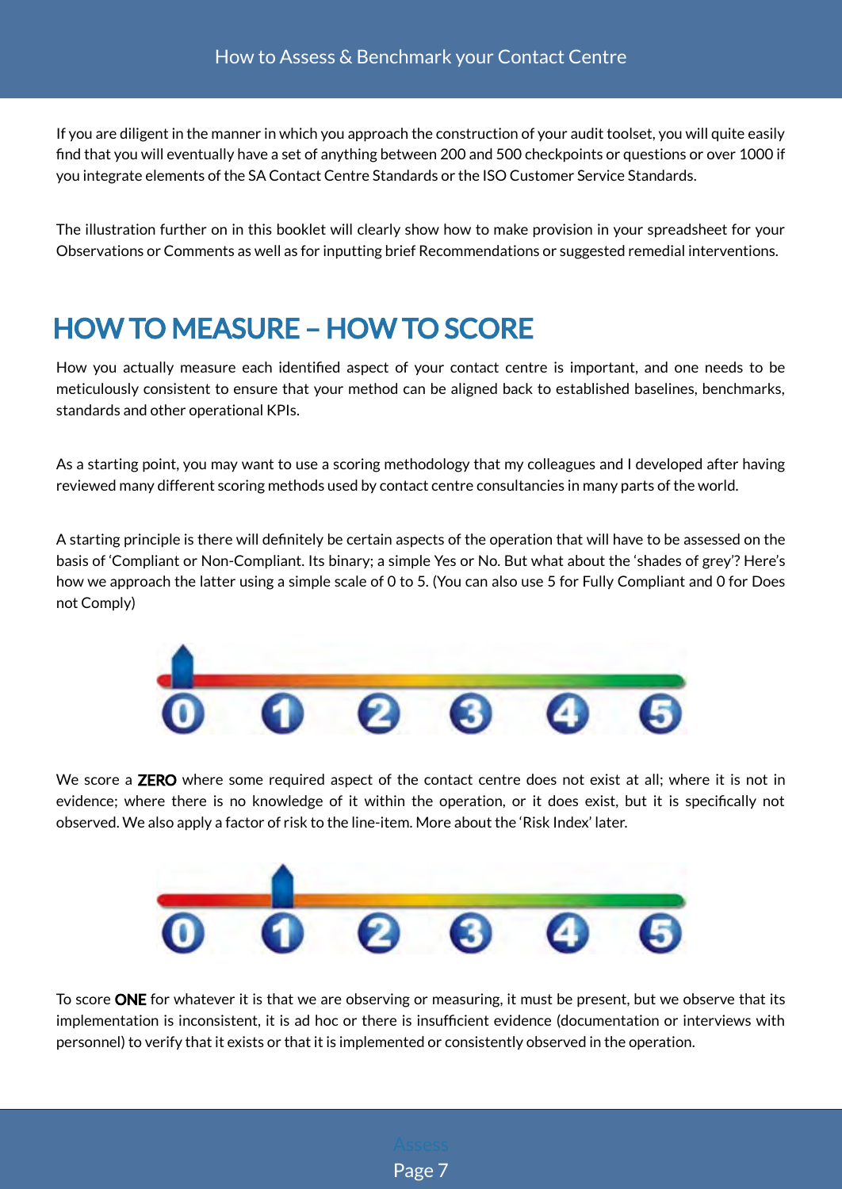If you are diligent in the manner in which you approach the construction of your audit toolset, you will quite easily find that you will eventually have a set of anything between 200 and 500 checkpoints or questions or over 1000 if you integrate elements of the SA Contact Centre Standards or the ISO Customer Service Standards.

The illustration further on in this booklet will clearly show how to make provision in your spreadsheet for your Observations or Comments as well as for inputting brief Recommendations or suggested remedial interventions.

## HOW TO MEASURE – HOW TO SCORE

How you actually measure each identified aspect of your contact centre is important, and one needs to be meticulously consistent to ensure that your method can be aligned back to established baselines, benchmarks, standards and other operational KPIs.

As a starting point, you may want to use a scoring methodology that my colleagues and I developed after having reviewed many different scoring methods used by contact centre consultancies in many parts of the world.

A starting principle is there will definitely be certain aspects of the operation that will have to be assessed on the basis of 'Compliant or Non-Compliant. Its binary; a simple Yes or No. But what about the 'shades of grey'? Here's how we approach the latter using a simple scale of 0 to 5. (You can also use 5 for Fully Compliant and 0 for Does not Comply)

0 1 2 3 4 5

We score a **ZERO** where some required aspect of the contact centre does not exist at all; where it is not in evidence; where there is no knowledge of it within the operation, or it does exist, but it is specifically not observed. We also apply a factor of risk to the line-item. More about the 'Risk Index' later.

0 1 2 3 4 5

To score **ONE** for whatever it is that we are observing or measuring, it must be present, but we observe that its implementation is inconsistent, it is ad hoc or there is insufficient evidence (documentation or interviews with personnel) to verify that it exists or that it is implemented or consistently observed in the operation.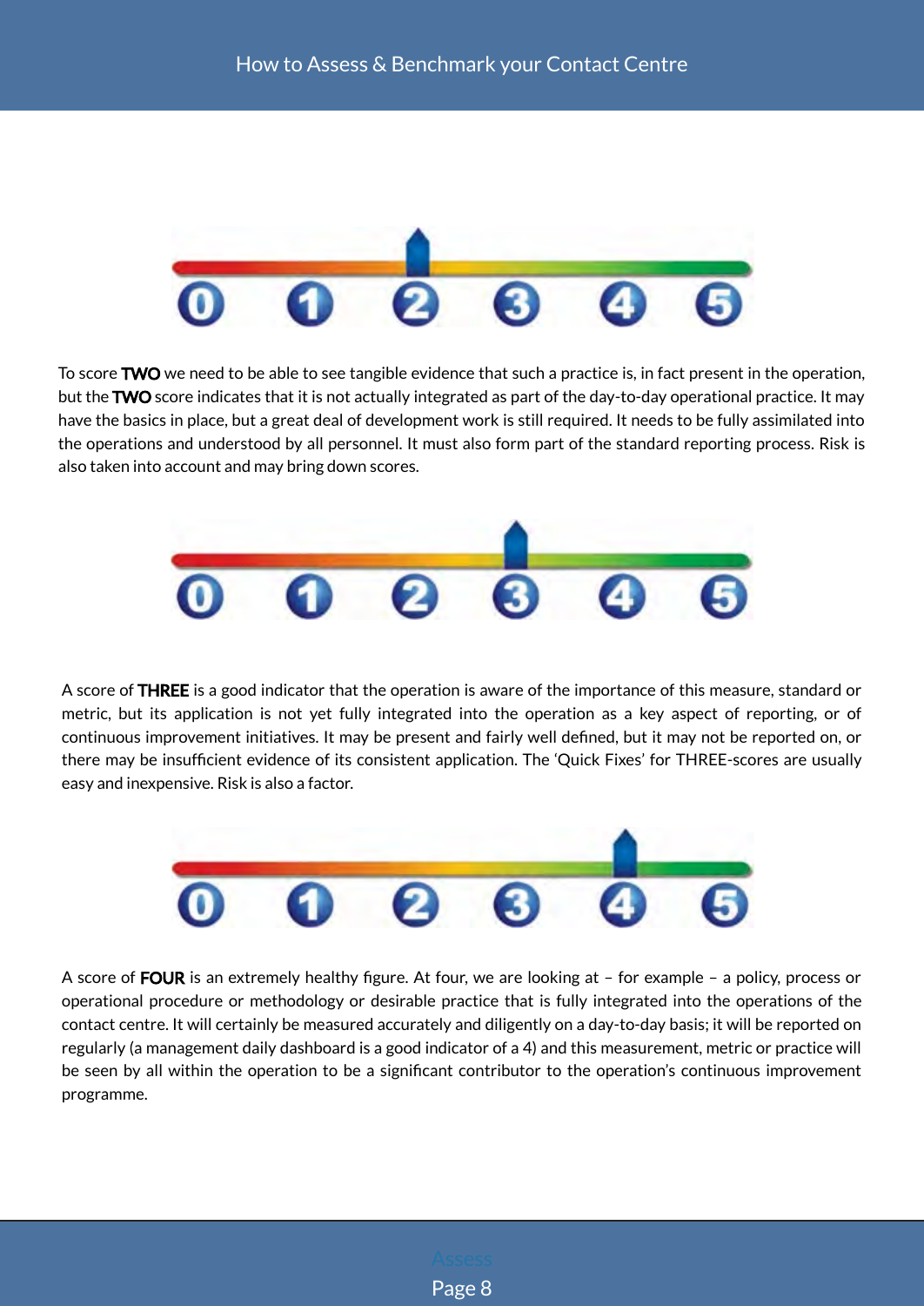To score **TWO** we need to be able to see tangible evidence that such a practice is, in fact present in the operation, but the **TWO** score indicates that it is not actually integrated as part of the day-to-day operational practice. It may have the basics in place, but a great deal of development work is still required. It needs to be fully assimilated into the operations and understood by all personnel. It must also form part of the standard reporting process. Risk is also taken into account and may bring down scores.

A score of **THREE** is a good indicator that the operation is aware of the importance of this measure, standard or metric, but its application is not yet fully integrated into the operation as a key aspect of reporting, or of continuous improvement initiatives. It may be present and fairly well defined, but it may not be reported on, or there may be insufficient evidence of its consistent application. The 'Quick Fixes' for THREE-scores are usually easy and inexpensive. Risk is also a factor.

A score of **FOUR** is an extremely healthy figure. At four, we are looking at – for example – a policy, process or operational procedure or methodology or desirable practice that is fully integrated into the operations of the contact centre. It will certainly be measured accurately and diligently on a day-to-day basis; it will be reported on regularly (a management daily dashboard is a good indicator of a 4) and this measurement, metric or practice will be seen by all within the operation to be a significant contributor to the operation's continuous improvement programme.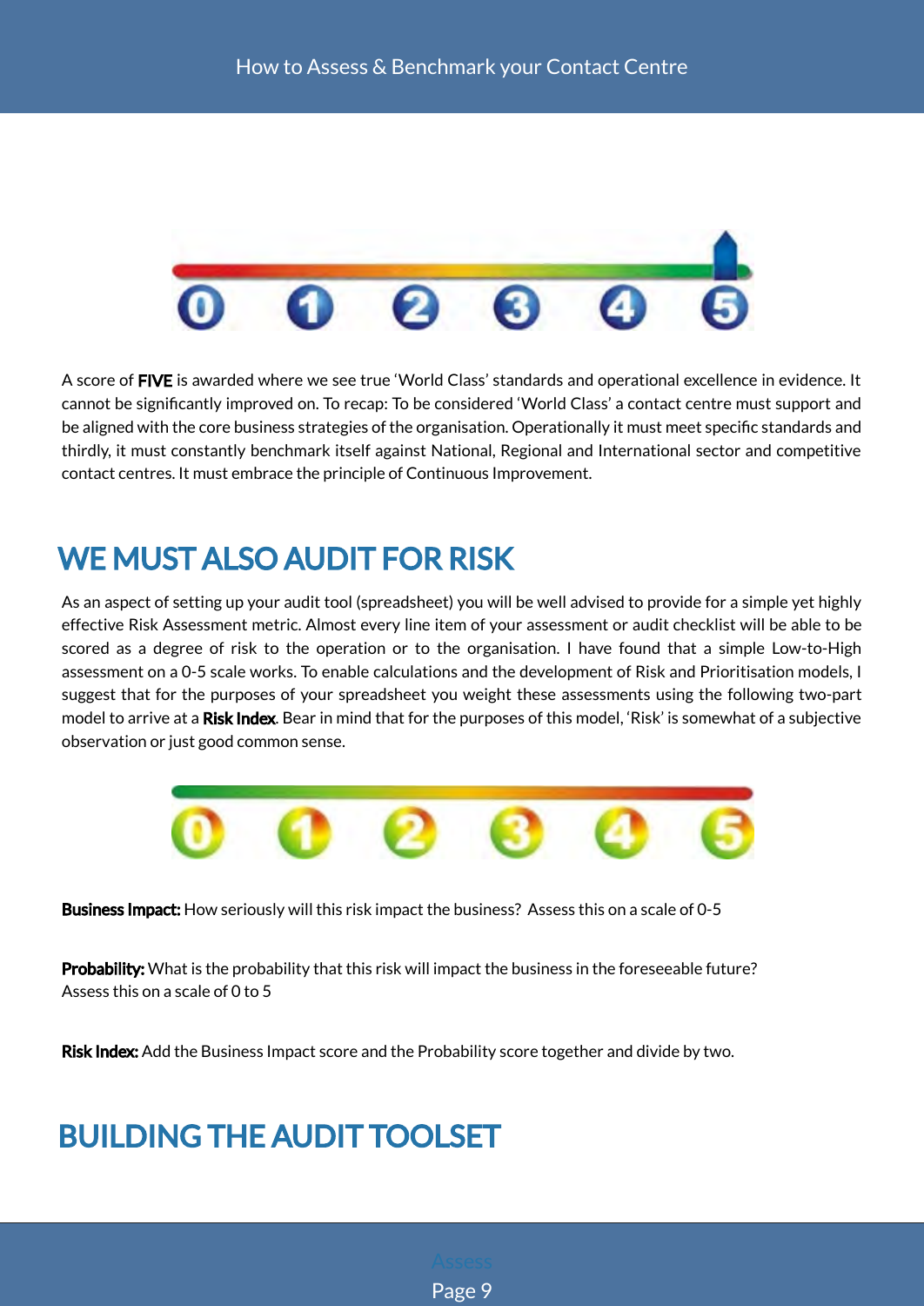A score of **FIVE** is awarded where we see true 'World Class' standards and operational excellence in evidence. It cannot be significantly improved on. To recap: To be considered 'World Class' a contact centre must support and be aligned with the core business strategies of the organisation. Operationally it must meet specific standards and thirdly, it must constantly benchmark itself against National, Regional and International sector and competitive contact centres. It must embrace the principle of Continuous Improvement.

## WE MUST ALSO AUDIT FOR RISK

As an aspect of setting up your audit tool (spreadsheet) you will be well advised to provide for a simple yet highly effective Risk Assessment metric. Almost every line item of your assessment or audit checklist will be able to be scored as a degree of risk to the operation or to the organisation. I have found that a simple Low-to-High assessment on a 0-5 scale works. To enable calculations and the development of Risk and Prioritisation models, I suggest that for the purposes of your spreadsheet you weight these assessments using the following two-part model to arrive at a **Risk Index**. Bear in mind that for the purposes of this model, 'Risk' is somewhat of a subjective observation or just good common sense.

**Business Impact:** How seriously will this risk impact the business? Assess this on a scale of 0-5

**Probability:** What is the probability that this risk will impact the business in the foreseeable future? Assess this on a scale of 0 to 5

**Risk Index:** Add the Business Impact score and the Probability score together and divide by two.

## BUILDING THE AUDIT TOOLSET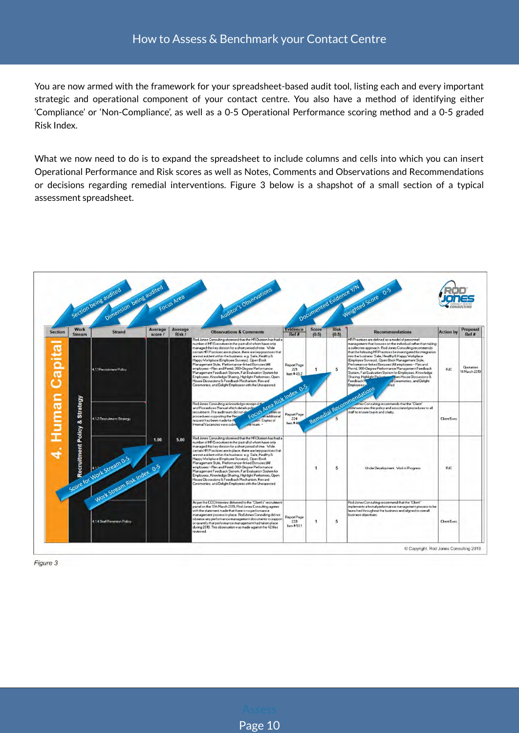You are now armed with the framework for your spreadsheet-based audit tool, listing each and every important strategic and operational component of your contact centre. You also have a method of identifying either 'Compliance' or 'Non-Compliance', as well as a 0-5 Operational Performance scoring method and a 0-5 graded Risk Index.

What we now need to do is to expand the spreadsheet to include columns and cells into which you can insert Operational Performance and Risk scores as well as Notes, Comments and Observations and Recommendations or decisions regarding remedial interventions. Figure 3 below is a shapshot of a small section of a typical assessment spreadsheet.

*Figure 3*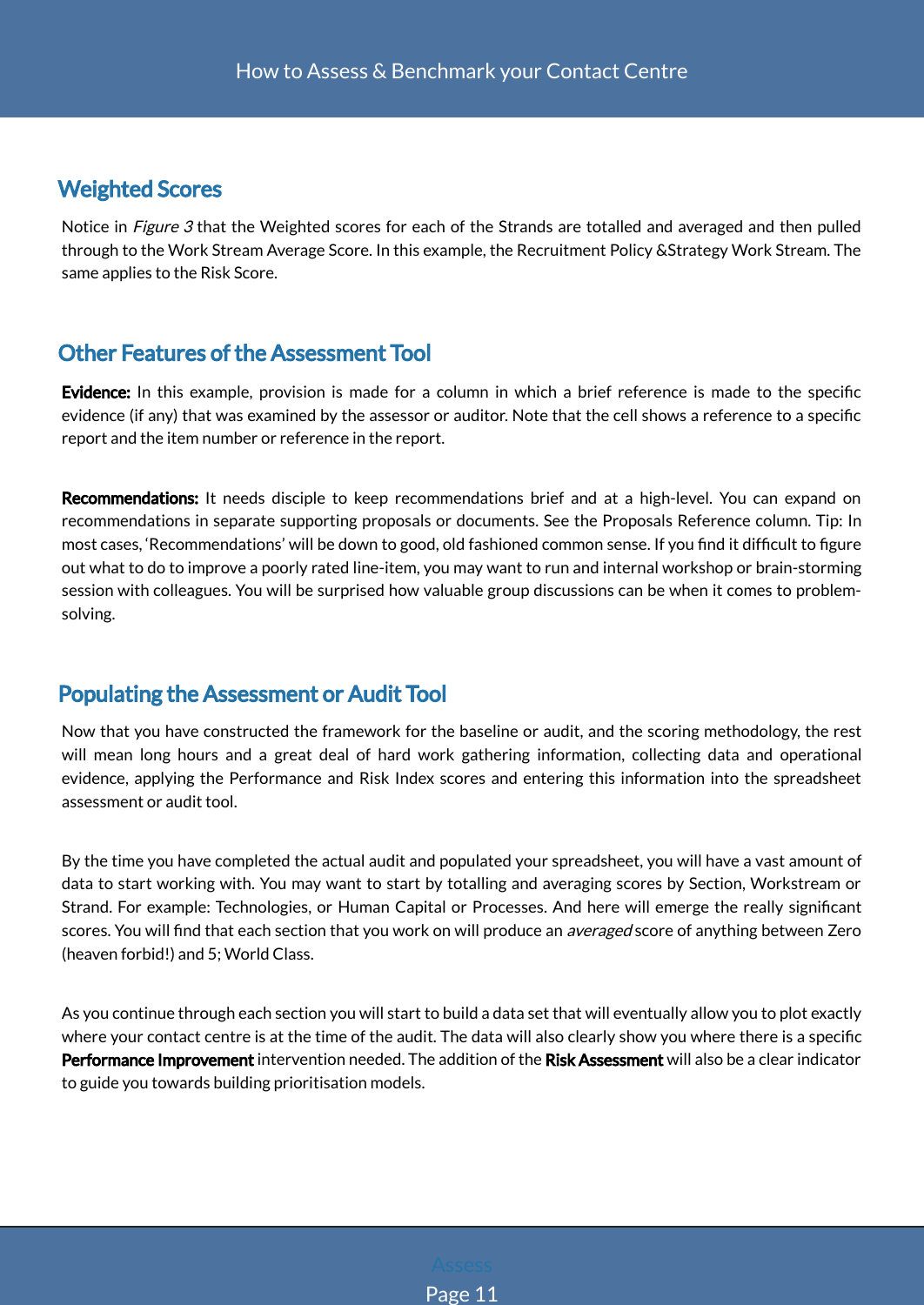## Weighted Scores

Notice in *Figure 3* that the Weighted scores for each of the Strands are totalled and averaged and then pulled through to the Work Stream Average Score. In this example, the Recruitment Policy &Strategy Work Stream. The same applies to the Risk Score.

## Other Features of the Assessment Tool

**Evidence:** In this example, provision is made for a column in which a brief reference is made to the specific evidence (if any) that was examined by the assessor or auditor. Note that the cell shows a reference to a specific report and the item number or reference in the report.

**Recommendations:** It needs disciple to keep recommendations brief and at a high-level. You can expand on recommendations in separate supporting proposals or documents. See the Proposals Reference column. Tip: In most cases, 'Recommendations' will be down to good, old fashioned common sense. If you find it difficult to figure out what to do to improve a poorly rated line-item, you may want to run and internal workshop or brain-storming session with colleagues. You will be surprised how valuable group discussions can be when it comes to problem-solving.

## Populating the Assessment or Audit Tool

Now that you have constructed the framework for the baseline or audit, and the scoring methodology, the rest will mean long hours and a great deal of hard work gathering information, collecting data and operational evidence, applying the Performance and Risk Index scores and entering this information into the spreadsheet assessment or audit tool.

By the time you have completed the actual audit and populated your spreadsheet, you will have a vast amount of data to start working with. You may want to start by totalling and averaging scores by Section, Workstream or Strand. For example: Technologies, or Human Capital or Processes. And here will emerge the really significant scores. You will find that each section that you work on will produce an *averaged* score of anything between Zero (heaven forbid!) and 5; World Class.

As you continue through each section you will start to build a data set that will eventually allow you to plot exactly where your contact centre is at the time of the audit. The data will also clearly show you where there is a specific **Performance Improvement** intervention needed. The addition of the **Risk Assessment** will also be a clear indicator to guide you towards building prioritisation models.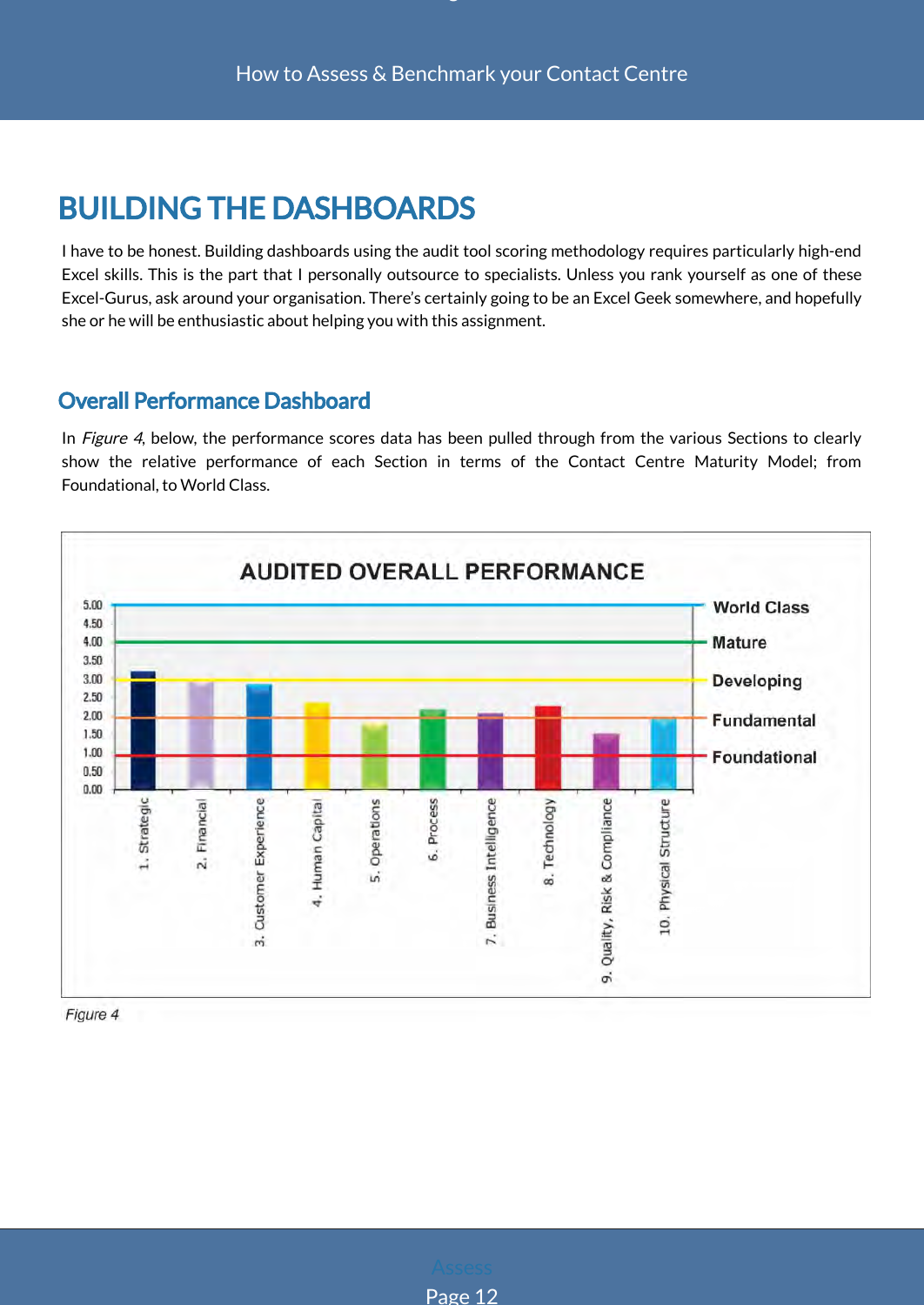# BUILDING THE DASHBOARDS

I have to be honest. Building dashboards using the audit tool scoring methodology requires particularly high-end Excel skills. This is the part that I personally outsource to specialists. Unless you rank yourself as one of these Excel-Gurus, ask around your organisation. There's certainly going to be an Excel Geek somewhere, and hopefully she or he will be enthusiastic about helping you with this assignment.

## Overall Performance Dashboard

In *Figure 4*, below, the performance scores data has been pulled through from the various Sections to clearly show the relative performance of each Section in terms of the Contact Centre Maturity Model; from Foundational, to World Class.

*Figure 4*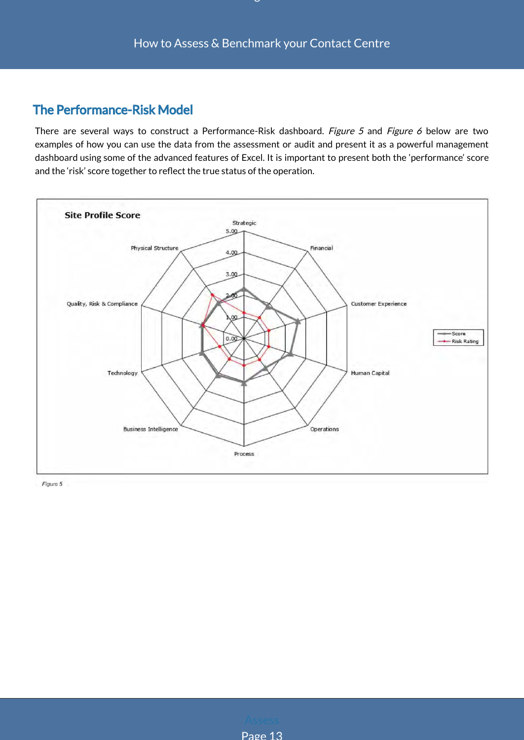## The Performance-Risk Model

There are several ways to construct a Performance-Risk dashboard. *Figure 5* and *Figure 6* below are two examples of how you can use the data from the assessment or audit and present it as a powerful management dashboard using some of the advanced features of Excel. It is important to present both the 'performance' score and the 'risk' score together to reflect the true status of the operation.

Site Profile Score

Strategic, Financial, Customer Experience, Human Capital, Operations, Process, Business Intelligence, Technology, Quality, Risk & Compliance, Physical Structure

0.00, 1.00, 2.00, 3.00, 4.00, 5.00

Score

Risk Rating

*Figure 5*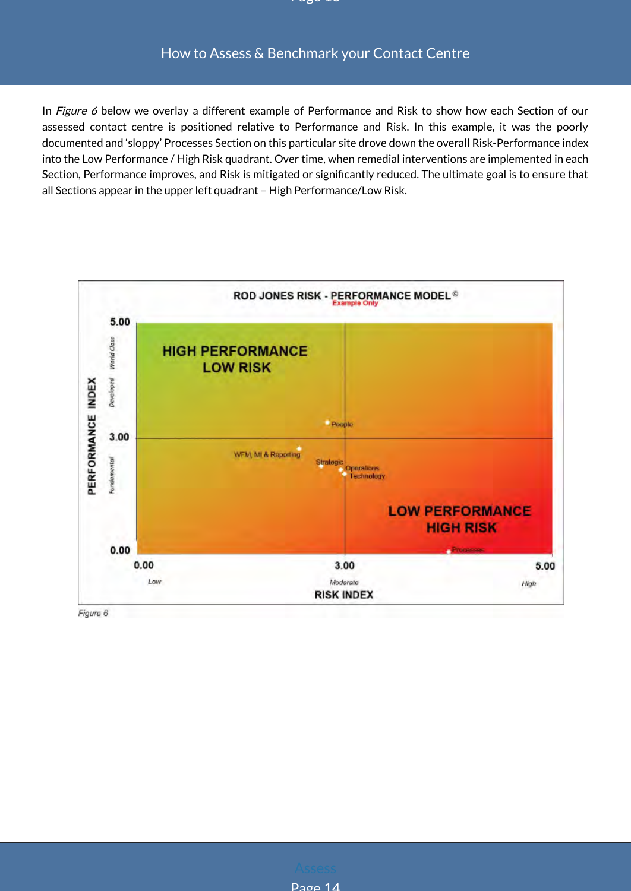In *Figure 6* below we overlay a different example of Performance and Risk to show how each Section of our assessed contact centre is positioned relative to Performance and Risk. In this example, it was the poorly documented and 'sloppy' Processes Section on this particular site drove down the overall Risk-Performance index into the Low Performance / High Risk quadrant. Over time, when remedial interventions are implemented in each Section, Performance improves, and Risk is mitigated or significantly reduced. The ultimate goal is to ensure that all Sections appear in the upper left quadrant – High Performance/Low Risk.

Figure 6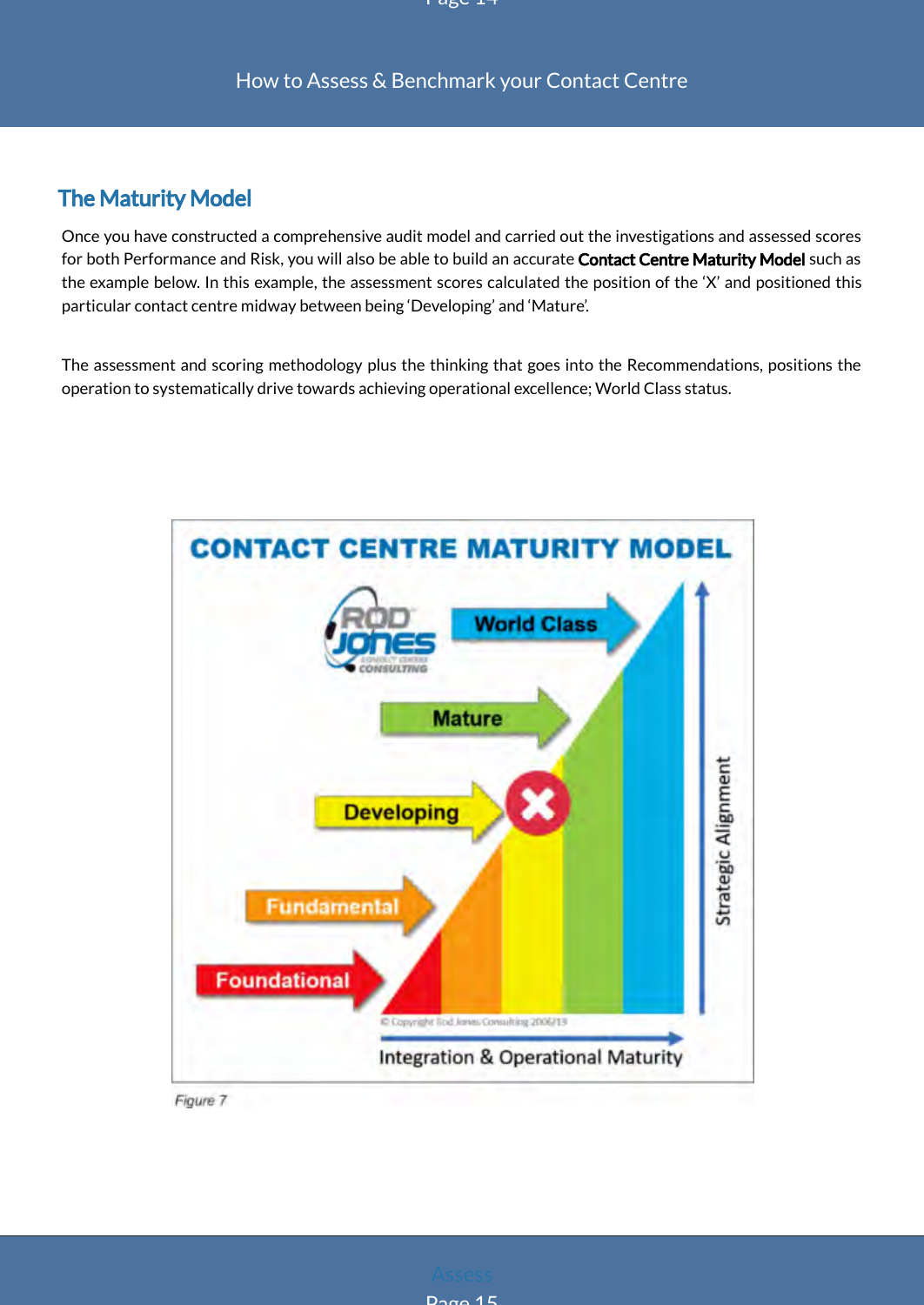## The Maturity Model

Once you have constructed a comprehensive audit model and carried out the investigations and assessed scores for both Performance and Risk, you will also be able to build an accurate **Contact Centre Maturity Model** such as the example below. In this example, the assessment scores calculated the position of the 'X' and positioned this particular contact centre midway between being 'Developing' and 'Mature'.

The assessment and scoring methodology plus the thinking that goes into the Recommendations, positions the operation to systematically drive towards achieving operational excellence; World Class status.

*Figure 7*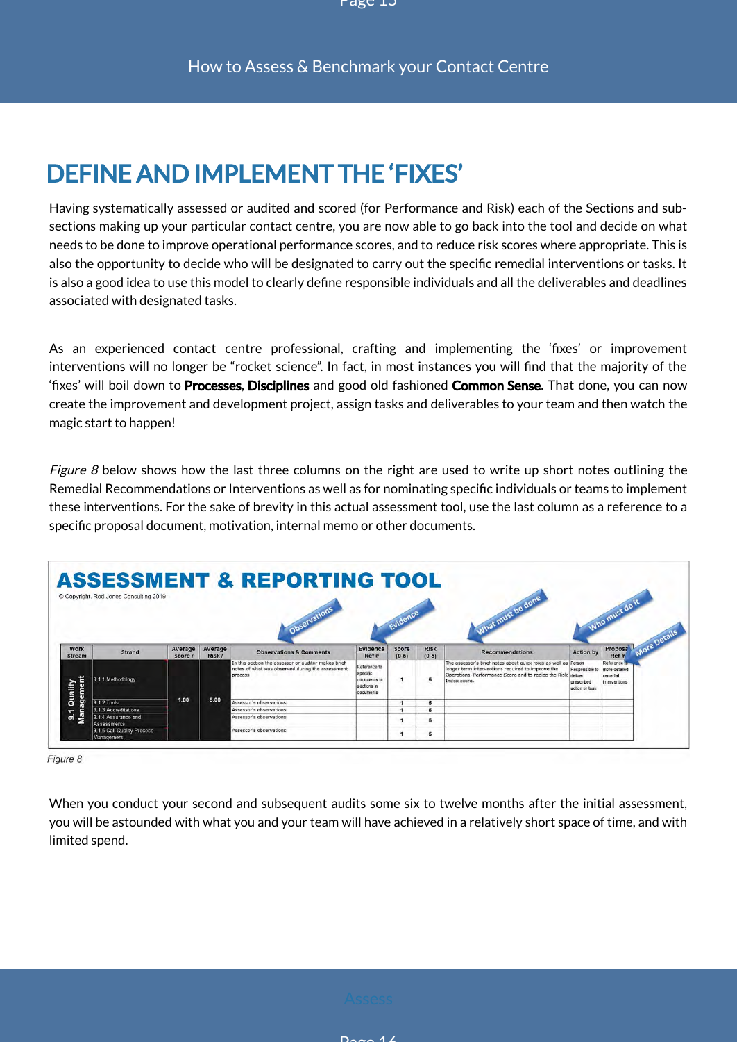# DEFINE AND IMPLEMENT THE 'FIXES'

Having systematically assessed or audited and scored (for Performance and Risk) each of the Sections and sub-sections making up your particular contact centre, you are now able to go back into the tool and decide on what needs to be done to improve operational performance scores, and to reduce risk scores where appropriate. This is also the opportunity to decide who will be designated to carry out the specific remedial interventions or tasks. It is also a good idea to use this model to clearly define responsible individuals and all the deliverables and deadlines associated with designated tasks.

As an experienced contact centre professional, crafting and implementing the 'fixes' or improvement interventions will no longer be "rocket science". In fact, in most instances you will find that the majority of the 'fixes' will boil down to **Processes**, **Disciplines** and good old fashioned **Common Sense**. That done, you can now create the improvement and development project, assign tasks and deliverables to your team and then watch the magic start to happen!

*Figure 8* below shows how the last three columns on the right are used to write up short notes outlining the Remedial Recommendations or Interventions as well as for nominating specific individuals or teams to implement these interventions. For the sake of brevity in this actual assessment tool, use the last column as a reference to a specific proposal document, motivation, internal memo or other documents.

**ASSESSMENT & REPORTING TOOL**

© Copyright. Rod Jones Consulting 2019

Observations | Evidence | What must be done | Who must do it | More Details

| Work Stream | Strand | Average score / | Average Risk / | Observations & Comments | Evidence Ref # | Score (0-5) | Risk (0-5) | Recommendations | Action by | Proposal Ref # |
|---|---|---|---|---|---|---|---|---|---|---|
| 9.1 Quality Management | 9.1.1 Methodology | 1.00 | 5.00 | In this section the assessor or auditor makes brief notes of what was observed during the assessment process | Reference to specific documents or sections in documents | 1 | 5 | The assessor's brief notes about quick fixes as well as longer term interventions required to improve the Operational Performance Score and to reduce the Risk Index score. | Person Responsible to deliver prescribed action or task | Reference to more detailed remedial interventions |
| | 9.1.2 Tools | | | Assessor's observations | | 1 | 5 | | | |
| | 9.1.3 Accreditations | | | Assessor's observations | | 1 | 5 | | | |
| | 9.1.4 Assurance and Assessments | | | Assessor's observations | | 1 | 5 | | | |
| | 9.1.5 Call Quality Process Management | | | Assessor's observations | | 1 | 5 | | | |

*Figure 8*

When you conduct your second and subsequent audits some six to twelve months after the initial assessment, you will be astounded with what you and your team will have achieved in a relatively short space of time, and with limited spend.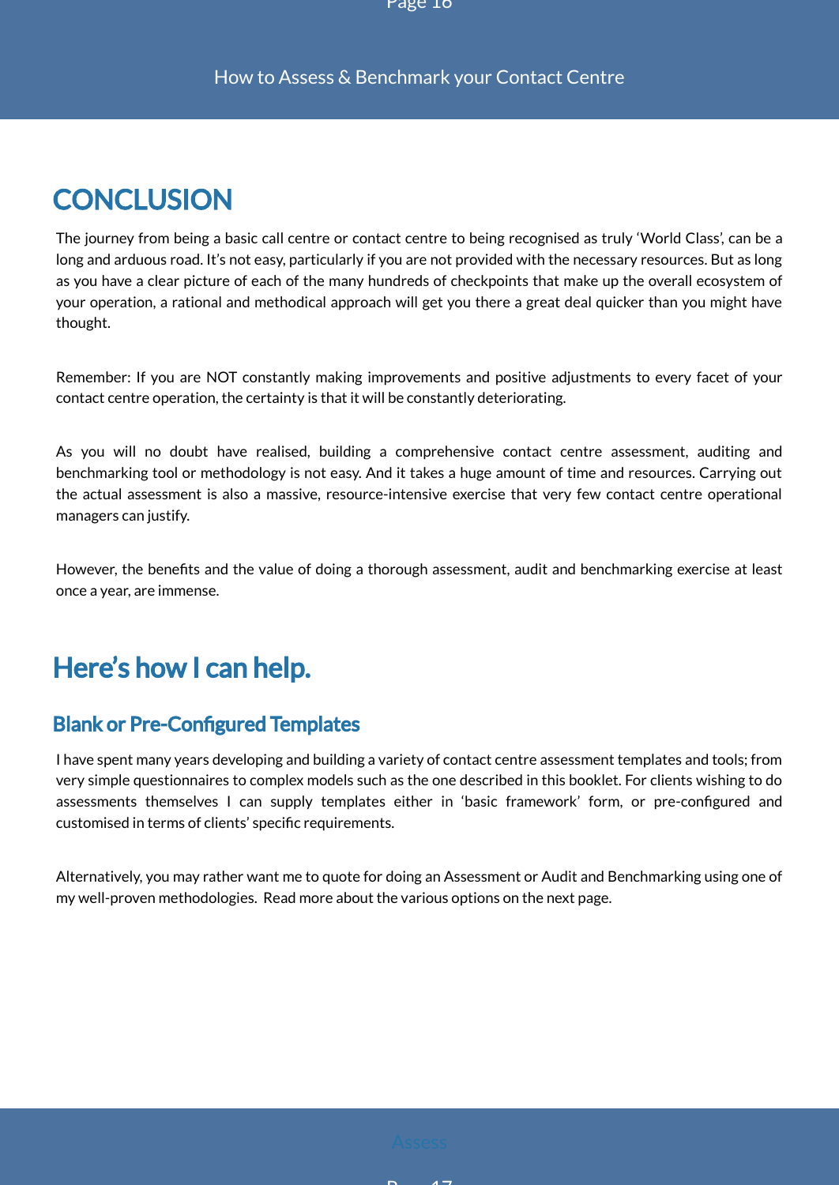# CONCLUSION

The journey from being a basic call centre or contact centre to being recognised as truly 'World Class', can be a long and arduous road. It's not easy, particularly if you are not provided with the necessary resources. But as long as you have a clear picture of each of the many hundreds of checkpoints that make up the overall ecosystem of your operation, a rational and methodical approach will get you there a great deal quicker than you might have thought.

Remember: If you are NOT constantly making improvements and positive adjustments to every facet of your contact centre operation, the certainty is that it will be constantly deteriorating.

As you will no doubt have realised, building a comprehensive contact centre assessment, auditing and benchmarking tool or methodology is not easy. And it takes a huge amount of time and resources. Carrying out the actual assessment is also a massive, resource-intensive exercise that very few contact centre operational managers can justify.

However, the benefits and the value of doing a thorough assessment, audit and benchmarking exercise at least once a year, are immense.

## Here's how I can help.

### Blank or Pre-Configured Templates

I have spent many years developing and building a variety of contact centre assessment templates and tools; from very simple questionnaires to complex models such as the one described in this booklet. For clients wishing to do assessments themselves I can supply templates either in 'basic framework' form, or pre-configured and customised in terms of clients' specific requirements.

Alternatively, you may rather want me to quote for doing an Assessment or Audit and Benchmarking using one of my well-proven methodologies. Read more about the various options on the next page.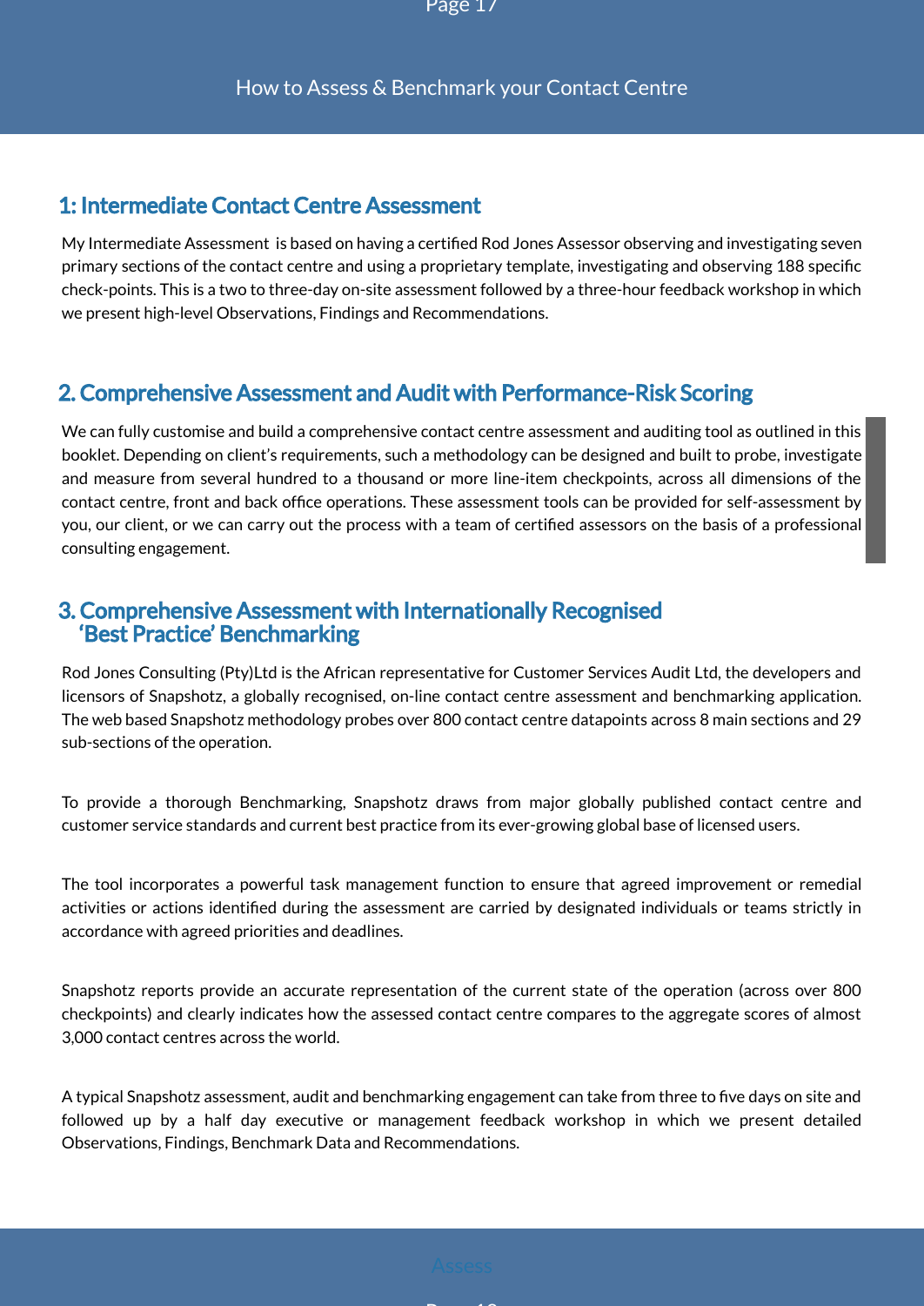## 1: Intermediate Contact Centre Assessment

My Intermediate Assessment is based on having a certified Rod Jones Assessor observing and investigating seven primary sections of the contact centre and using a proprietary template, investigating and observing 188 specific check-points. This is a two to three-day on-site assessment followed by a three-hour feedback workshop in which we present high-level Observations, Findings and Recommendations.

## 2. Comprehensive Assessment and Audit with Performance-Risk Scoring

We can fully customise and build a comprehensive contact centre assessment and auditing tool as outlined in this booklet. Depending on client's requirements, such a methodology can be designed and built to probe, investigate and measure from several hundred to a thousand or more line-item checkpoints, across all dimensions of the contact centre, front and back office operations. These assessment tools can be provided for self-assessment by you, our client, or we can carry out the process with a team of certified assessors on the basis of a professional consulting engagement.

## 3. Comprehensive Assessment with Internationally Recognised 'Best Practice' Benchmarking

Rod Jones Consulting (Pty)Ltd is the African representative for Customer Services Audit Ltd, the developers and licensors of Snapshotz, a globally recognised, on-line contact centre assessment and benchmarking application. The web based Snapshotz methodology probes over 800 contact centre datapoints across 8 main sections and 29 sub-sections of the operation.

To provide a thorough Benchmarking, Snapshotz draws from major globally published contact centre and customer service standards and current best practice from its ever-growing global base of licensed users.

The tool incorporates a powerful task management function to ensure that agreed improvement or remedial activities or actions identified during the assessment are carried by designated individuals or teams strictly in accordance with agreed priorities and deadlines.

Snapshotz reports provide an accurate representation of the current state of the operation (across over 800 checkpoints) and clearly indicates how the assessed contact centre compares to the aggregate scores of almost 3,000 contact centres across the world.

A typical Snapshotz assessment, audit and benchmarking engagement can take from three to five days on site and followed up by a half day executive or management feedback workshop in which we present detailed Observations, Findings, Benchmark Data and Recommendations.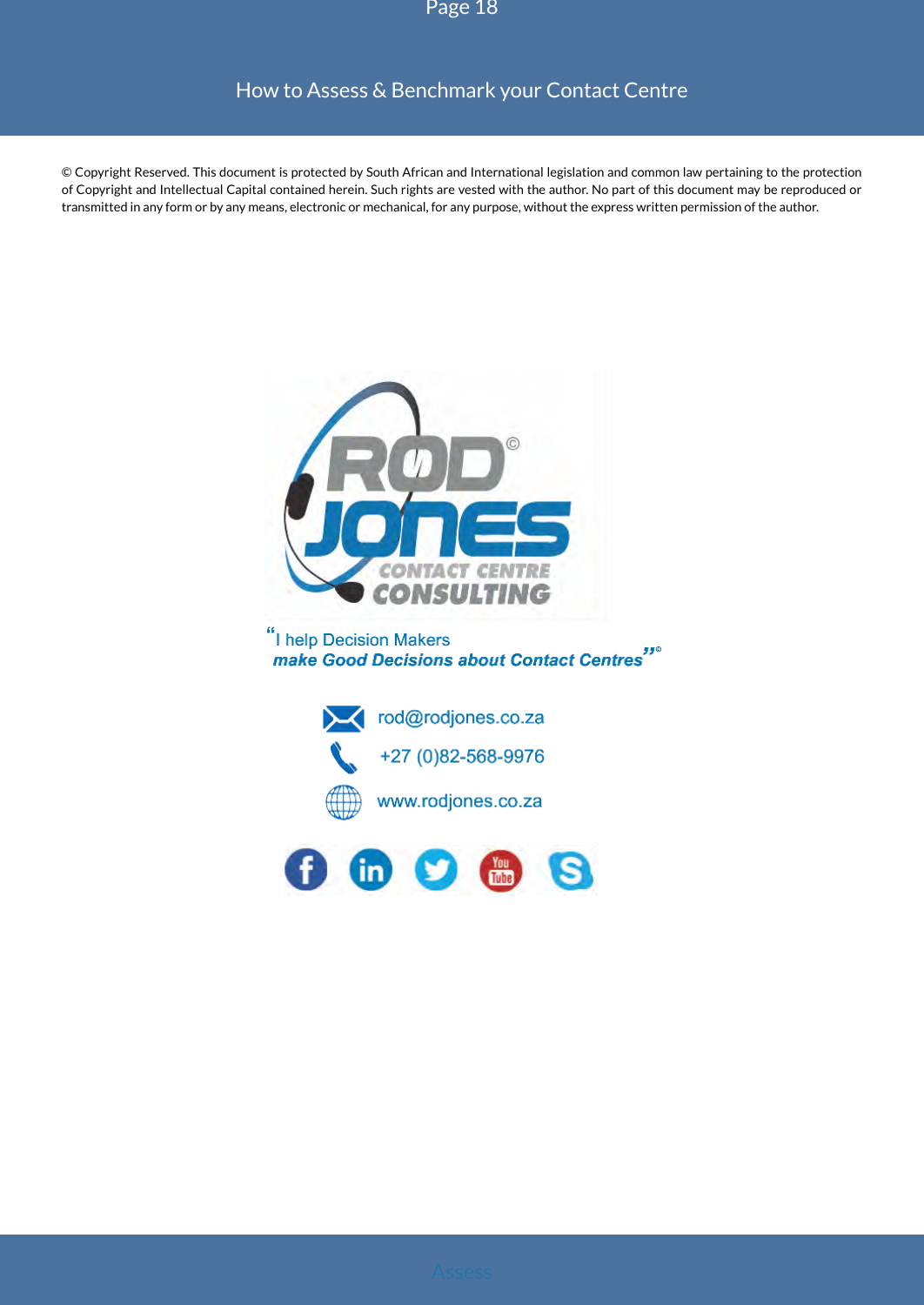© Copyright Reserved. This document is protected by South African and International legislation and common law pertaining to the protection of Copyright and Intellectual Capital contained herein. Such rights are vested with the author. No part of this document may be reproduced or transmitted in any form or by any means, electronic or mechanical, for any purpose, without the express written permission of the author.

"I help Decision Makers
*make Good Decisions about Contact Centres*"©

rod@rodjones.co.za

+27 (0)82-568-9976

www.rodjones.co.za